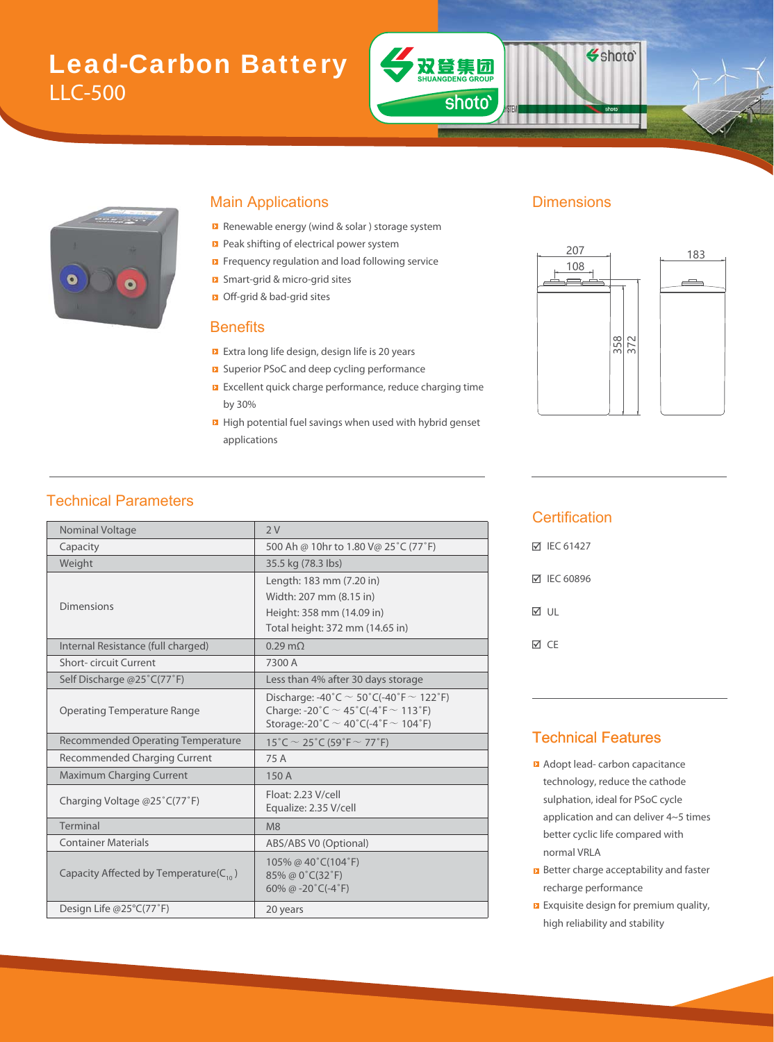# Lead-Carbon Battery

## LLC-500

## Main Applications

- Renewable energy (wind & solar ) storage system
- Peak shifting of electrical power system
- Frequency regulation and load following service
- Smart-grid & micro-grid sites
- Off-grid & bad-grid sites

## Benefits

- Extra long life design, design life is 20 years
- Superior PSoC and deep cycling performance
- Excellent quick charge performance, reduce charging time by 30%
- High potential fuel savings when used with hybrid genset applications

## Dimensions

207
108
358
372
183

## Technical Parameters

| Parameter | Value |
|---|---|
| Nominal Voltage | 2 V |
| Capacity | 500 Ah @ 10hr to 1.80 V@ 25˚C (77˚F) |
| Weight | 35.5 kg (78.3 lbs) |
| Dimensions | Length: 183 mm (7.20 in)<br>Width: 207 mm (8.15 in)<br>Height: 358 mm (14.09 in)<br>Total height: 372 mm (14.65 in) |
| Internal Resistance (full charged) | 0.29 mΩ |
| Short- circuit Current | 7300 A |
| Self Discharge @25˚C(77˚F) | Less than 4% after 30 days storage |
| Operating Temperature Range | Discharge: -40˚C ~ 50˚C(-40˚F ~ 122˚F)<br>Charge: -20˚C ~ 45˚C(-4˚F ~ 113˚F)<br>Storage:-20˚C ~ 40˚C(-4˚F ~ 104˚F) |
| Recommended Operating Temperature | 15˚C ~ 25˚C (59˚F ~ 77˚F) |
| Recommended Charging Current | 75 A |
| Maximum Charging Current | 150 A |
| Charging Voltage @25˚C(77˚F) | Float: 2.23 V/cell<br>Equalize: 2.35 V/cell |
| Terminal | M8 |
| Container Materials | ABS/ABS V0 (Optional) |
| Capacity Affected by Temperature($C_{10}$) | 105% @ 40˚C(104˚F)<br>85% @ 0˚C(32˚F)<br>60% @ -20˚C(-4˚F) |
| Design Life @25℃(77˚F) | 20 years |

## Certification

- ☑ IEC 61427
- ☑ IEC 60896
- ☑ UL
- ☑ CE

## Technical Features

- Adopt lead- carbon capacitance technology, reduce the cathode sulphation, ideal for PSoC cycle application and can deliver 4~5 times better cyclic life compared with normal VRLA
- Better charge acceptability and faster recharge performance
- Exquisite design for premium quality, high reliability and stability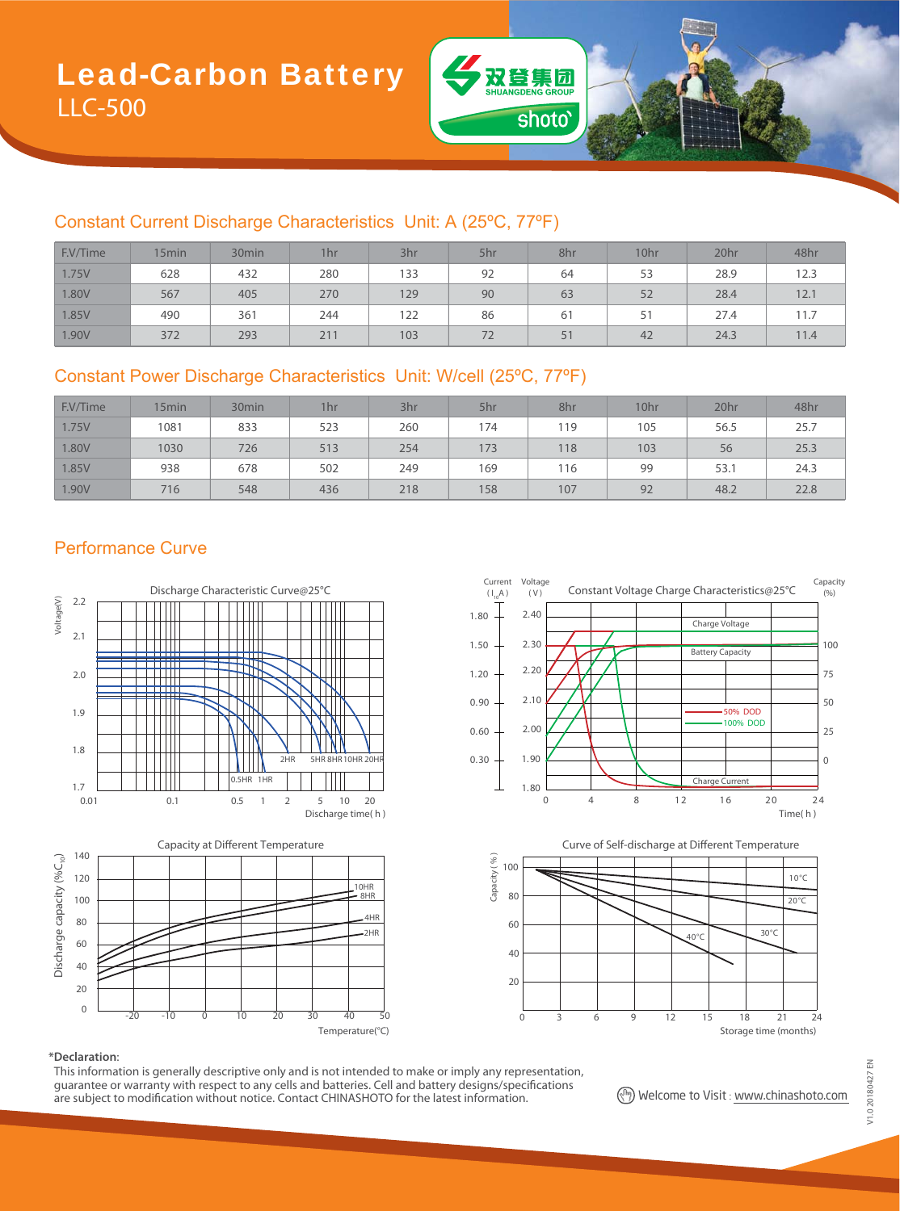# Lead-Carbon Battery

LLC-500

双登集团
SHUANGDENG GROUP
shoto

## Constant Current Discharge Characteristics Unit: A (25ºC, 77ºF)

| F.V/Time | 15min | 30min | 1hr | 3hr | 5hr | 8hr | 10hr | 20hr | 48hr |
|---|---|---|---|---|---|---|---|---|---|
| 1.75V | 628 | 432 | 280 | 133 | 92 | 64 | 53 | 28.9 | 12.3 |
| 1.80V | 567 | 405 | 270 | 129 | 90 | 63 | 52 | 28.4 | 12.1 |
| 1.85V | 490 | 361 | 244 | 122 | 86 | 61 | 51 | 27.4 | 11.7 |
| 1.90V | 372 | 293 | 211 | 103 | 72 | 51 | 42 | 24.3 | 11.4 |

## Constant Power Discharge Characteristics Unit: W/cell (25ºC, 77ºF)

| F.V/Time | 15min | 30min | 1hr | 3hr | 5hr | 8hr | 10hr | 20hr | 48hr |
|---|---|---|---|---|---|---|---|---|---|
| 1.75V | 1081 | 833 | 523 | 260 | 174 | 119 | 105 | 56.5 | 25.7 |
| 1.80V | 1030 | 726 | 513 | 254 | 173 | 118 | 103 | 56 | 25.3 |
| 1.85V | 938 | 678 | 502 | 249 | 169 | 116 | 99 | 53.1 | 24.3 |
| 1.90V | 716 | 548 | 436 | 218 | 158 | 107 | 92 | 48.2 | 22.8 |

## Performance Curve

Discharge Characteristic Curve@25°C

Voltage(V)
2.2
2.1
2.0
1.9
1.8
1.7
0.5HR 1HR 2HR 5HR 8HR 10HR 20HR
0.01 0.1 0.5 1 2 5 10 20
Discharge time( h )

Constant Voltage Charge Characteristics@25°C

Current ($I_{10}$A) Voltage (V) Capacity (%)
1.80 2.40
1.50 2.30 100
1.20 2.20 75
0.90 2.10 50
0.60 2.00 25
0.30 1.90 0
1.80
Charge Voltage
Battery Capacity
50% DOD
100% DOD
Charge Current
0 4 8 12 16 20 24
Time( h )

Capacity at Different Temperature

Discharge capacity (%$C_{10}$)
140
120
100
80
60
40
20
0
10HR
8HR
4HR
2HR
-20 -10 0 10 20 30 40 50
Temperature(°C)

Curve of Self-discharge at Different Temperature

Capacity ( % )
100
80
60
40
20
10°C
20°C
30°C
40°C
0 3 6 9 12 15 18 21 24
Storage time (months)

*Declaration:
This information is generally descriptive only and is not intended to make or imply any representation, guarantee or warranty with respect to any cells and batteries. Cell and battery designs/specifications are subject to modification without notice. Contact CHINASHOTO for the latest information.

Welcome to Visit : www.chinashoto.com

V1.0 20180427 EN